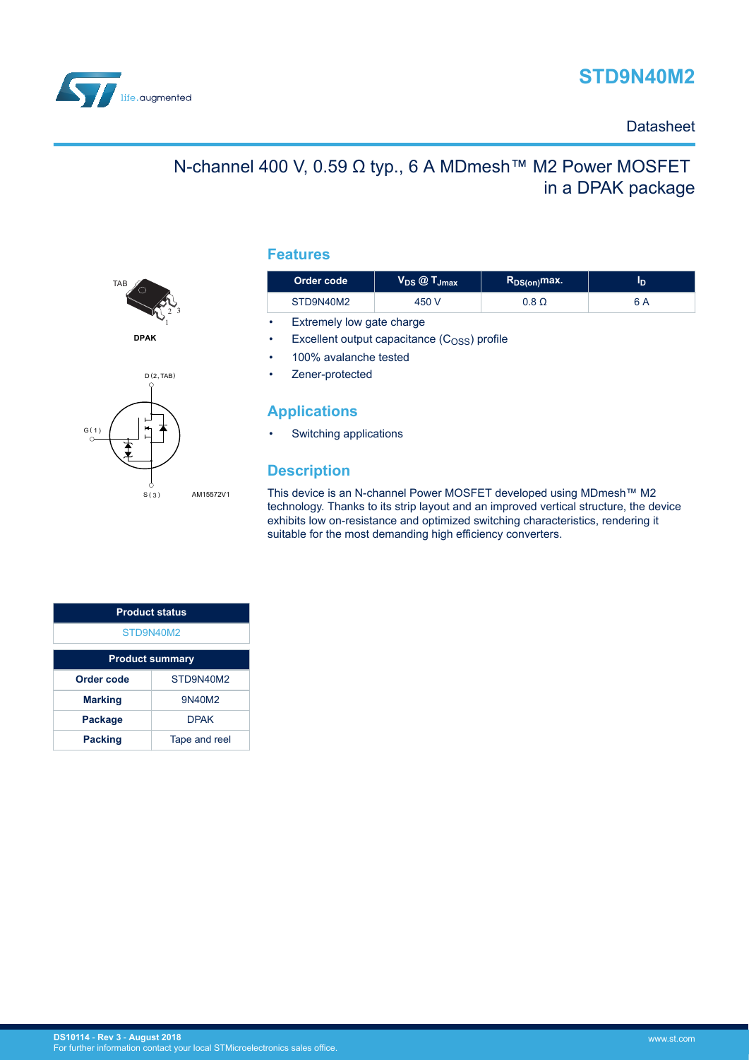# STD9N40M2

Datasheet

## N-channel 400 V, 0.59 Ω typ., 6 A MDmesh™ M2 Power MOSFET in a DPAK package

TAB

DPAK

D (2, TAB)

G (1)

S (3)

AM15572V1

## Features

| Order code | $V_{DS}$ @ $T_{Jmax}$ | $R_{DS(on)}$max. | $I_D$ |
|---|---|---|---|
| STD9N40M2 | 450 V | 0.8 Ω | 6 A |

- Extremely low gate charge
- Excellent output capacitance ($C_{OSS}$) profile
- 100% avalanche tested
- Zener-protected

## Applications

- Switching applications

## Description

This device is an N-channel Power MOSFET developed using MDmesh™ M2 technology. Thanks to its strip layout and an improved vertical structure, the device exhibits low on-resistance and optimized switching characteristics, rendering it suitable for the most demanding high efficiency converters.

| Product status |
|---|
| STD9N40M2 |

| Product summary | |
|---|---|
| **Order code** | STD9N40M2 |
| **Marking** | 9N40M2 |
| **Package** | DPAK |
| **Packing** | Tape and reel |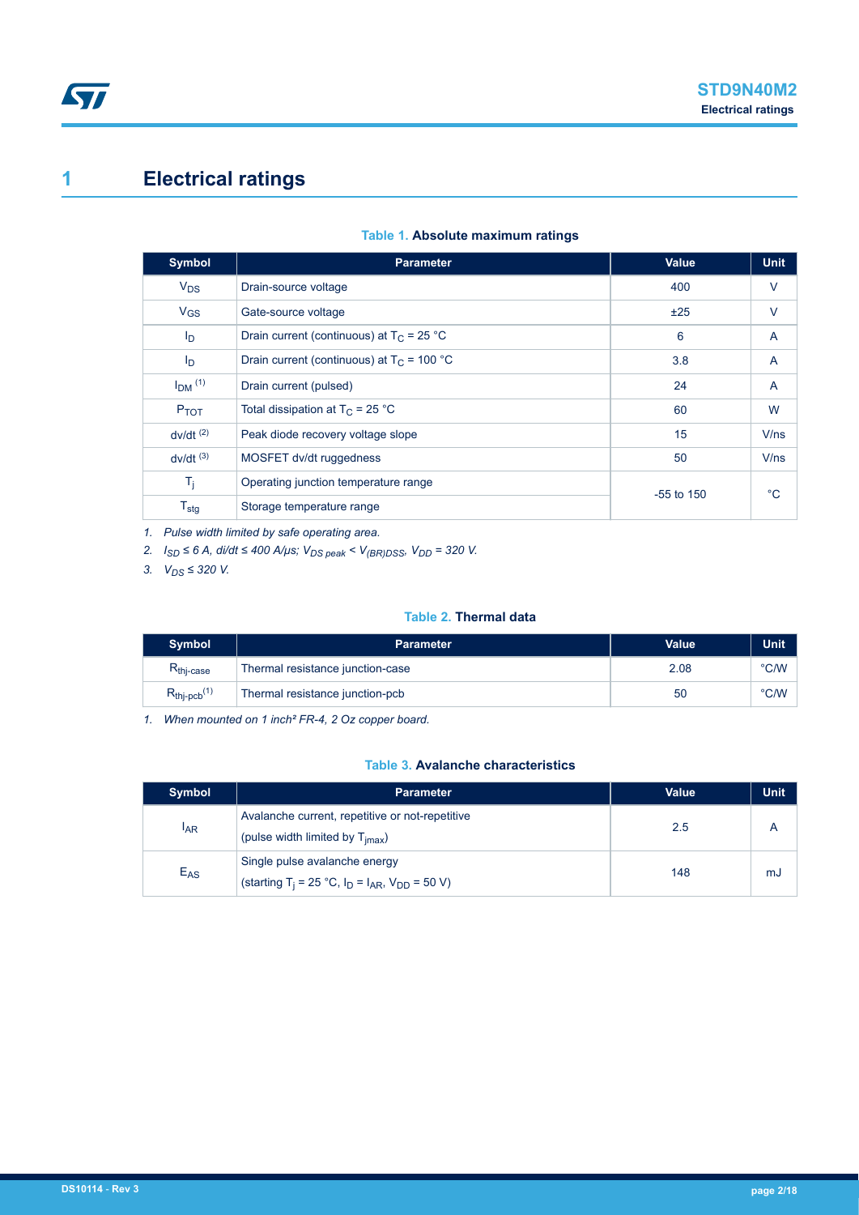# 1 Electrical ratings

**Table 1. Absolute maximum ratings**

| Symbol | Parameter | Value | Unit |
|---|---|---|---|
| $V_{DS}$ | Drain-source voltage | 400 | V |
| $V_{GS}$ | Gate-source voltage | ±25 | V |
| $I_D$ | Drain current (continuous) at $T_C$ = 25 °C | 6 | A |
| $I_D$ | Drain current (continuous) at $T_C$ = 100 °C | 3.8 | A |
| $I_{DM}$ (1) | Drain current (pulsed) | 24 | A |
| $P_{TOT}$ | Total dissipation at $T_C$ = 25 °C | 60 | W |
| dv/dt (2) | Peak diode recovery voltage slope | 15 | V/ns |
| dv/dt (3) | MOSFET dv/dt ruggedness | 50 | V/ns |
| $T_j$ | Operating junction temperature range | -55 to 150 | °C |
| $T_{stg}$ | Storage temperature range | | |

1. *Pulse width limited by safe operating area.*
2. *$I_{SD}$ ≤ 6 A, di/dt ≤ 400 A/µs; $V_{DS\ peak}$ < $V_{(BR)DSS}$, $V_{DD}$ = 320 V.*
3. *$V_{DS}$ ≤ 320 V.*

**Table 2. Thermal data**

| Symbol | Parameter | Value | Unit |
|---|---|---|---|
| $R_{thj\text{-}case}$ | Thermal resistance junction-case | 2.08 | °C/W |
| $R_{thj\text{-}pcb}$ (1) | Thermal resistance junction-pcb | 50 | °C/W |

1. *When mounted on 1 inch² FR-4, 2 Oz copper board.*

**Table 3. Avalanche characteristics**

| Symbol | Parameter | Value | Unit |
|---|---|---|---|
| $I_{AR}$ | Avalanche current, repetitive or not-repetitive (pulse width limited by $T_{jmax}$) | 2.5 | A |
| $E_{AS}$ | Single pulse avalanche energy (starting $T_j$ = 25 °C, $I_D$ = $I_{AR}$, $V_{DD}$ = 50 V) | 148 | mJ |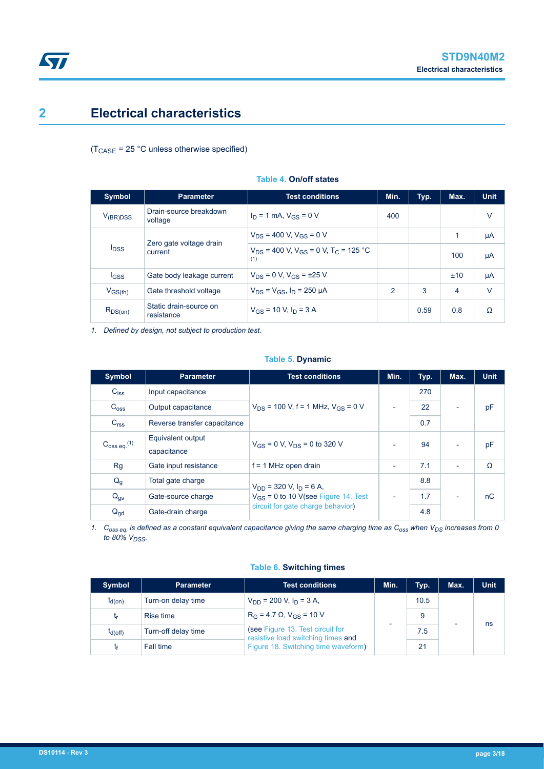## 2 Electrical characteristics

($T_{CASE}$ = 25 °C unless otherwise specified)

**Table 4. On/off states**

| Symbol | Parameter | Test conditions | Min. | Typ. | Max. | Unit |
|---|---|---|---|---|---|---|
| $V_{(BR)DSS}$ | Drain-source breakdown voltage | $I_D$ = 1 mA, $V_{GS}$ = 0 V | 400 | | | V |
| $I_{DSS}$ | Zero gate voltage drain current | $V_{DS}$ = 400 V, $V_{GS}$ = 0 V | | | 1 | µA |
| | | $V_{DS}$ = 400 V, $V_{GS}$ = 0 V, $T_C$ = 125 °C (1) | | | 100 | µA |
| $I_{GSS}$ | Gate body leakage current | $V_{DS}$ = 0 V, $V_{GS}$ = ±25 V | | | ±10 | µA |
| $V_{GS(th)}$ | Gate threshold voltage | $V_{DS}$ = $V_{GS}$, $I_D$ = 250 µA | 2 | 3 | 4 | V |
| $R_{DS(on)}$ | Static drain-source on resistance | $V_{GS}$ = 10 V, $I_D$ = 3 A | | 0.59 | 0.8 | Ω |

1. *Defined by design, not subject to production test.*

**Table 5. Dynamic**

| Symbol | Parameter | Test conditions | Min. | Typ. | Max. | Unit |
|---|---|---|---|---|---|---|
| $C_{iss}$ | Input capacitance | $V_{DS}$ = 100 V, f = 1 MHz, $V_{GS}$ = 0 V | - | 270 | - | pF |
| $C_{oss}$ | Output capacitance | | | 22 | | |
| $C_{rss}$ | Reverse transfer capacitance | | | 0.7 | | |
| $C_{oss\ eq.}$ (1) | Equivalent output capacitance | $V_{GS}$ = 0 V, $V_{DS}$ = 0 to 320 V | - | 94 | - | pF |
| Rg | Gate input resistance | f = 1 MHz open drain | - | 7.1 | - | Ω |
| $Q_g$ | Total gate charge | $V_{DD}$ = 320 V, $I_D$ = 6 A, $V_{GS}$ = 0 to 10 V(see Figure 14. Test circuit for gate charge behavior) | - | 8.8 | - | nC |
| $Q_{gs}$ | Gate-source charge | | | 1.7 | | |
| $Q_{gd}$ | Gate-drain charge | | | 4.8 | | |

1. *$C_{oss\ eq.}$ is defined as a constant equivalent capacitance giving the same charging time as $C_{oss}$ when $V_{DS}$ increases from 0 to 80% $V_{DSS}$.*

**Table 6. Switching times**

| Symbol | Parameter | Test conditions | Min. | Typ. | Max. | Unit |
|---|---|---|---|---|---|---|
| $t_{d(on)}$ | Turn-on delay time | $V_{DD}$ = 200 V, $I_D$ = 3 A, $R_G$ = 4.7 Ω, $V_{GS}$ = 10 V (see Figure 13. Test circuit for resistive load switching times and Figure 18. Switching time waveform) | - | 10.5 | - | ns |
| $t_r$ | Rise time | | | 9 | | |
| $t_{d(off)}$ | Turn-off delay time | | | 7.5 | | |
| $t_f$ | Fall time | | | 21 | | |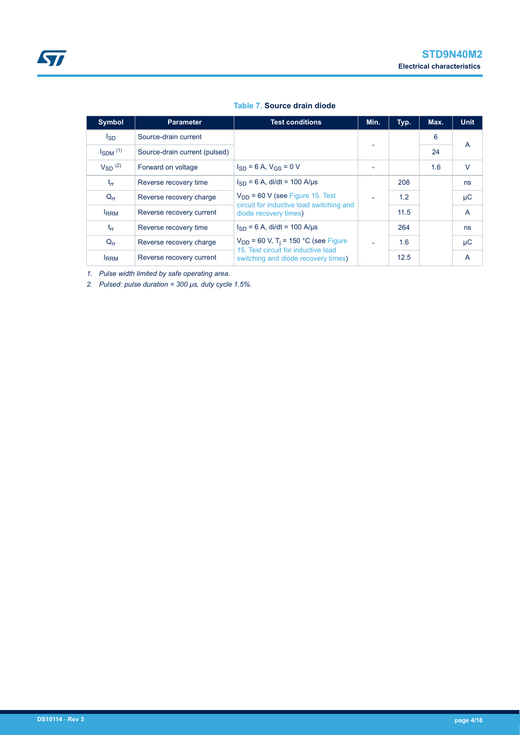**Table 7. Source drain diode**

| Symbol | Parameter | Test conditions | Min. | Typ. | Max. | Unit |
|---|---|---|---|---|---|---|
| $I_{SD}$ | Source-drain current | | - | | 6 | A |
| $I_{SDM}$ (1) | Source-drain current (pulsed) | | | | 24 | |
| $V_{SD}$ (2) | Forward on voltage | $I_{SD}$ = 6 A, $V_{GS}$ = 0 V | - | | 1.6 | V |
| $t_{rr}$ | Reverse recovery time | $I_{SD}$ = 6 A, di/dt = 100 A/µs $V_{DD}$ = 60 V (see Figure 15. Test circuit for inductive load switching and diode recovery times) | - | 208 | | ns |
| $Q_{rr}$ | Reverse recovery charge | | | 1.2 | | µC |
| $I_{RRM}$ | Reverse recovery current | | | 11.5 | | A |
| $t_{rr}$ | Reverse recovery time | $I_{SD}$ = 6 A, di/dt = 100 A/µs $V_{DD}$ = 60 V, $T_j$ = 150 °C (see Figure 15. Test circuit for inductive load switching and diode recovery times) | - | 264 | | ns |
| $Q_{rr}$ | Reverse recovery charge | | | 1.6 | | µC |
| $I_{RRM}$ | Reverse recovery current | | | 12.5 | | A |

1. *Pulse width limited by safe operating area.*
2. *Pulsed: pulse duration = 300 µs, duty cycle 1.5%.*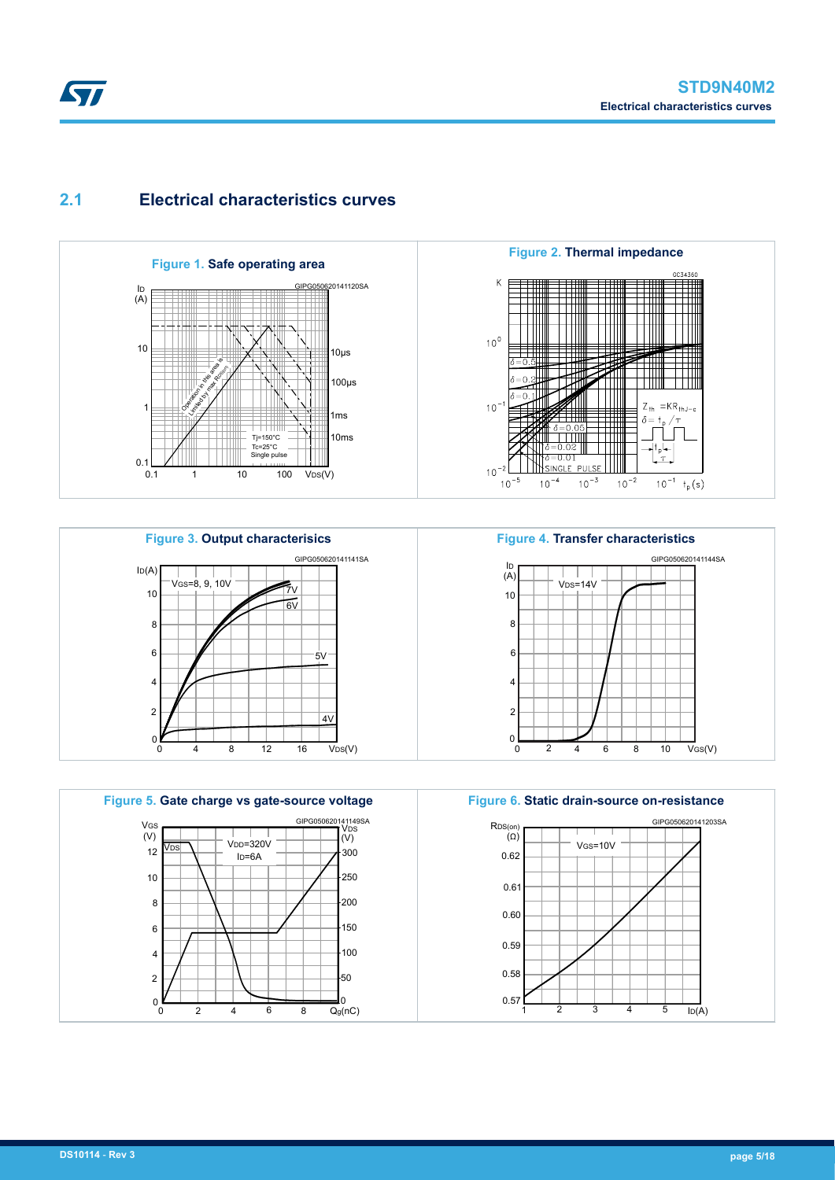## 2.1 Electrical characteristics curves

**Figure 1. Safe operating area**

GIPG050620141120SA

$I_D$ (A)

10

1

0.1

0.1 1 10 100 $V_{DS}$(V)

Operation in this area is Limited by max $R_{DS(on)}$

10µs

100µs

1ms

10ms

Tj=150°C

Tc=25°C

Single pulse

**Figure 2. Thermal impedance**

GC34360

K

$10^0$

$10^{-1}$

$10^{-2}$

$10^{-5}$ $10^{-4}$ $10^{-3}$ $10^{-2}$ $10^{-1}$ $t_p(s)$

$\delta=0.5$

$\delta=0.2$

$\delta=0.1$

$\delta=0.05$

$\delta=0.02$

$\delta=0.01$

SINGLE PULSE

$Z_{th} = KR_{thJ-c}$

$\delta = t_p / \tau$

**Figure 3. Output characterisics**

GIPG050620141141SA

$I_D$(A)

$V_{GS}$=8, 9, 10V

7V

6V

5V

4V

0 4 8 12 16 $V_{DS}$(V)

**Figure 4. Transfer characteristics**

GIPG050620141144SA

$I_D$ (A)

$V_{DS}$=14V

0 2 4 6 8 10 $V_{GS}$(V)

**Figure 5. Gate charge vs gate-source voltage**

GIPG050620141149SA

$V_{GS}$ (V)

$V_{DS}$ (V)

$V_{DS}$

$V_{DD}$=320V

$I_D$=6A

0 2 4 6 8 $Q_g$(nC)

**Figure 6. Static drain-source on-resistance**

GIPG050620141203SA

$R_{DS(on)}$ (Ω)

$V_{GS}$=10V

0.62

0.61

0.60

0.59

0.58

0.57

1 2 3 4 5 $I_D$(A)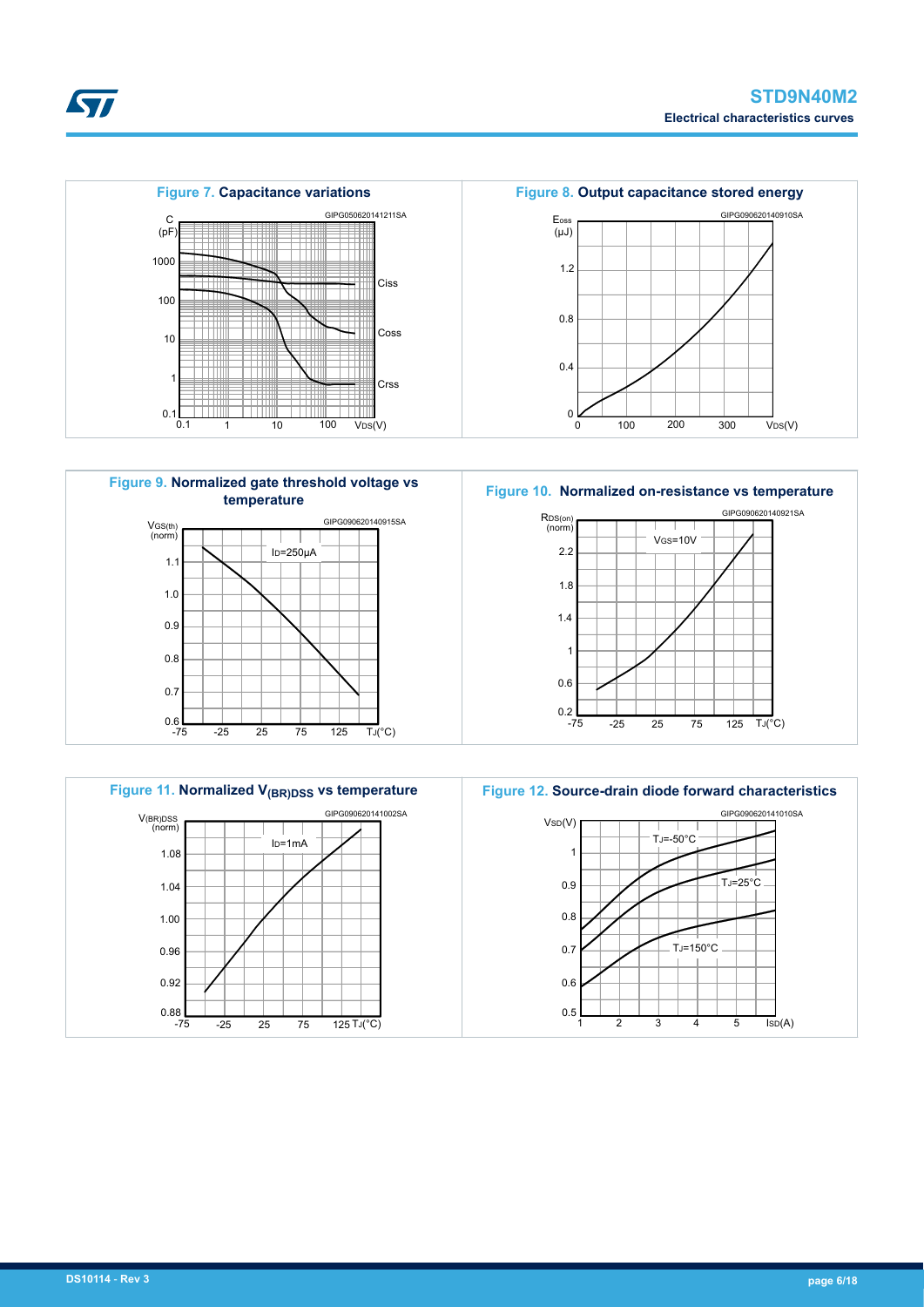**Figure 7. Capacitance variations**

GIPG050620141211SA

C (pF)

1000
100
10
1
0.1

0.1 1 10 100 $V_{DS}$(V)

Ciss
Coss
Crss

**Figure 8. Output capacitance stored energy**

GIPG090620140910SA

$E_{oss}$ (μJ)

1.2
0.8
0.4
0

0 100 200 300 $V_{DS}$(V)

**Figure 9. Normalized gate threshold voltage vs temperature**

GIPG090620140915SA

$V_{GS(th)}$ (norm)

$I_D$=250μA

1.1
1.0
0.9
0.8
0.7
0.6

-75 -25 25 75 125 $T_J$(°C)

**Figure 10. Normalized on-resistance vs temperature**

GIPG090620140921SA

$R_{DS(on)}$ (norm)

$V_{GS}$=10V

2.2
1.8
1.4
1
0.6
0.2

-75 -25 25 75 125 $T_J$(°C)

**Figure 11. Normalized $V_{(BR)DSS}$ vs temperature**

GIPG090620141002SA

$V_{(BR)DSS}$ (norm)

$I_D$=1mA

1.08
1.04
1.00
0.96
0.92
0.88

-75 -25 25 75 125 $T_J$(°C)

**Figure 12. Source-drain diode forward characteristics**

GIPG090620141010SA

$V_{SD}$(V)

$T_J$=-50°C
$T_J$=25°C
$T_J$=150°C

1
0.9
0.8
0.7
0.6
0.5

1 2 3 4 5 $I_{SD}$(A)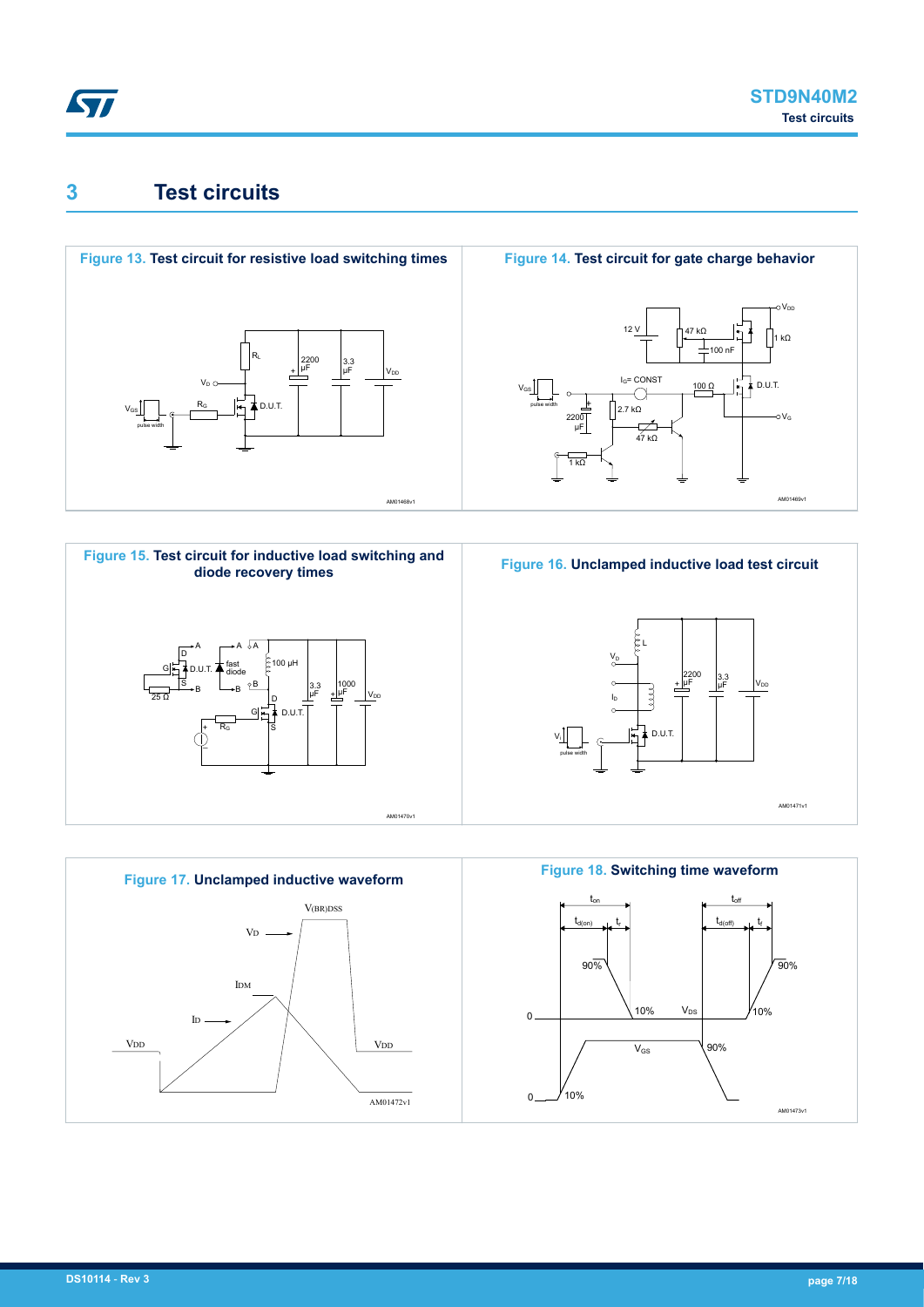# 3 Test circuits

**Figure 13. Test circuit for resistive load switching times**

$R_L$
2200 μF
3.3 μF
$V_{DD}$
$V_D$
$V_{GS}$
$R_G$
D.U.T.
pulse width
AM01468v1

**Figure 14. Test circuit for gate charge behavior**

$V_{DD}$
12 V
47 kΩ
1 kΩ
100 nF
$I_G$= CONST
100 Ω
D.U.T.
$V_{GS}$
pulse width
2200 μF
2.7 kΩ
47 kΩ
$V_G$
1 kΩ
AM01469v1

**Figure 15. Test circuit for inductive load switching and diode recovery times**

A
D
G
D.U.T.
S
B
25 Ω
A
fast diode
B
A
100 μH
B
3.3 μF
1000 μF
$V_{DD}$
D
G
D.U.T.
S
$R_G$
AM01470v1

**Figure 16. Unclamped inductive load test circuit**

L
$V_D$
$I_D$
2200 μF
3.3 μF
$V_{DD}$
$V_i$
pulse width
D.U.T.
AM01471v1

**Figure 17. Unclamped inductive waveform**

$V_{(BR)DSS}$
$V_D$
$I_{DM}$
$I_D$
$V_{DD}$
$V_{DD}$
AM01472v1

**Figure 18. Switching time waveform**

$t_{on}$
$t_{d(on)}$
$t_r$
$t_{off}$
$t_{d(off)}$
$t_f$
90%
90%
0
10%
$V_{DS}$
10%
$V_{GS}$
90%
0
10%
AM01473v1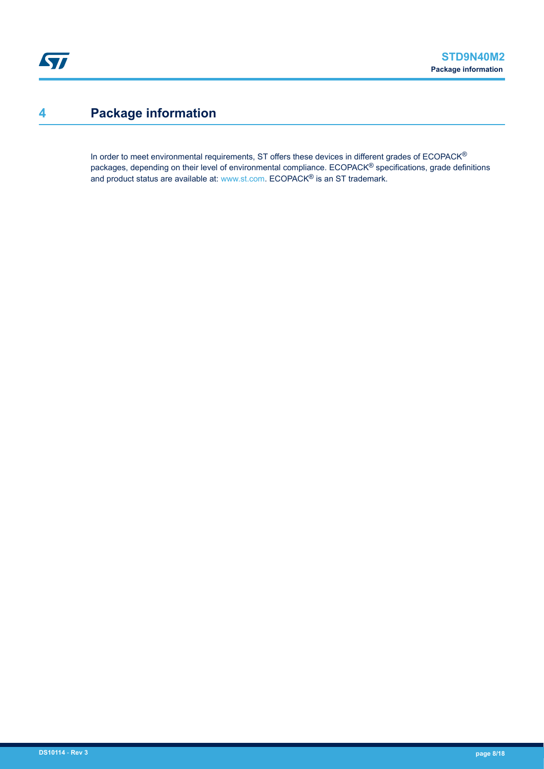# 4 Package information

In order to meet environmental requirements, ST offers these devices in different grades of ECOPACK® packages, depending on their level of environmental compliance. ECOPACK® specifications, grade definitions and product status are available at: www.st.com. ECOPACK® is an ST trademark.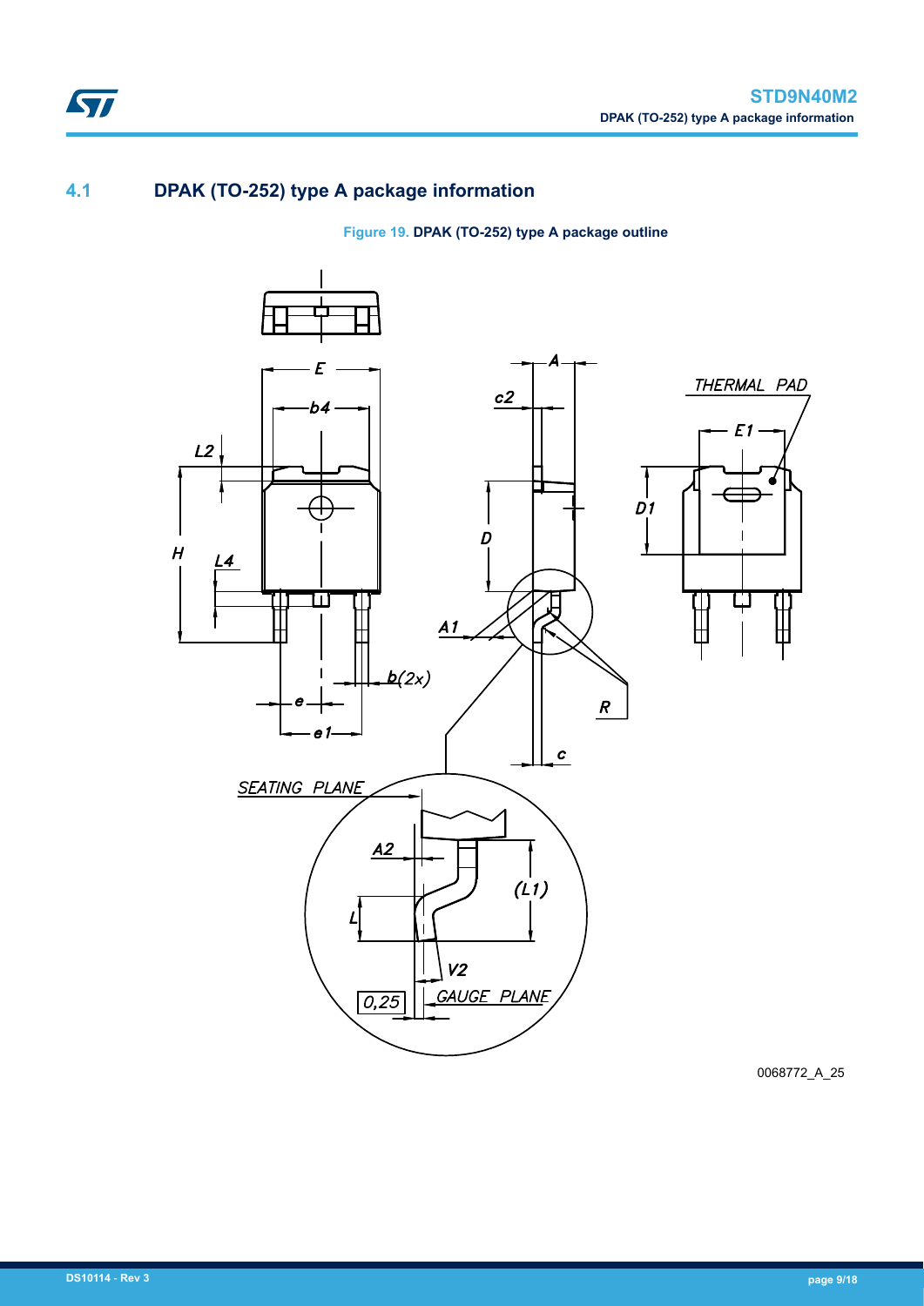## 4.1 DPAK (TO-252) type A package information

**Figure 19. DPAK (TO-252) type A package outline**

E
b4
L2
H
L4
b(2x)
e
e1
A
c2
D
A1
R
c
THERMAL PAD
E1
D1
SEATING PLANE
A2
(L1)
L
V2
0,25
GAUGE PLANE

0068772_A_25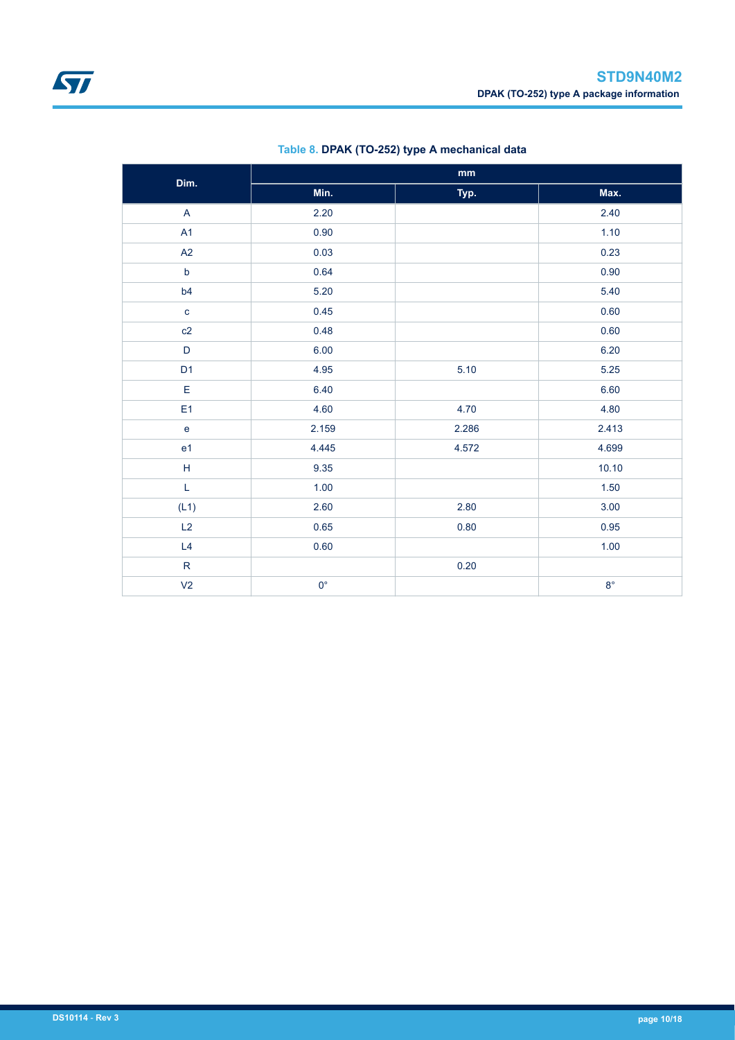Table 8. **DPAK (TO-252) type A mechanical data**

| Dim. | mm | | |
|---|---|---|---|
| | Min. | Typ. | Max. |
| A | 2.20 | | 2.40 |
| A1 | 0.90 | | 1.10 |
| A2 | 0.03 | | 0.23 |
| b | 0.64 | | 0.90 |
| b4 | 5.20 | | 5.40 |
| c | 0.45 | | 0.60 |
| c2 | 0.48 | | 0.60 |
| D | 6.00 | | 6.20 |
| D1 | 4.95 | 5.10 | 5.25 |
| E | 6.40 | | 6.60 |
| E1 | 4.60 | 4.70 | 4.80 |
| e | 2.159 | 2.286 | 2.413 |
| e1 | 4.445 | 4.572 | 4.699 |
| H | 9.35 | | 10.10 |
| L | 1.00 | | 1.50 |
| (L1) | 2.60 | 2.80 | 3.00 |
| L2 | 0.65 | 0.80 | 0.95 |
| L4 | 0.60 | | 1.00 |
| R | | 0.20 | |
| V2 | 0° | | 8° |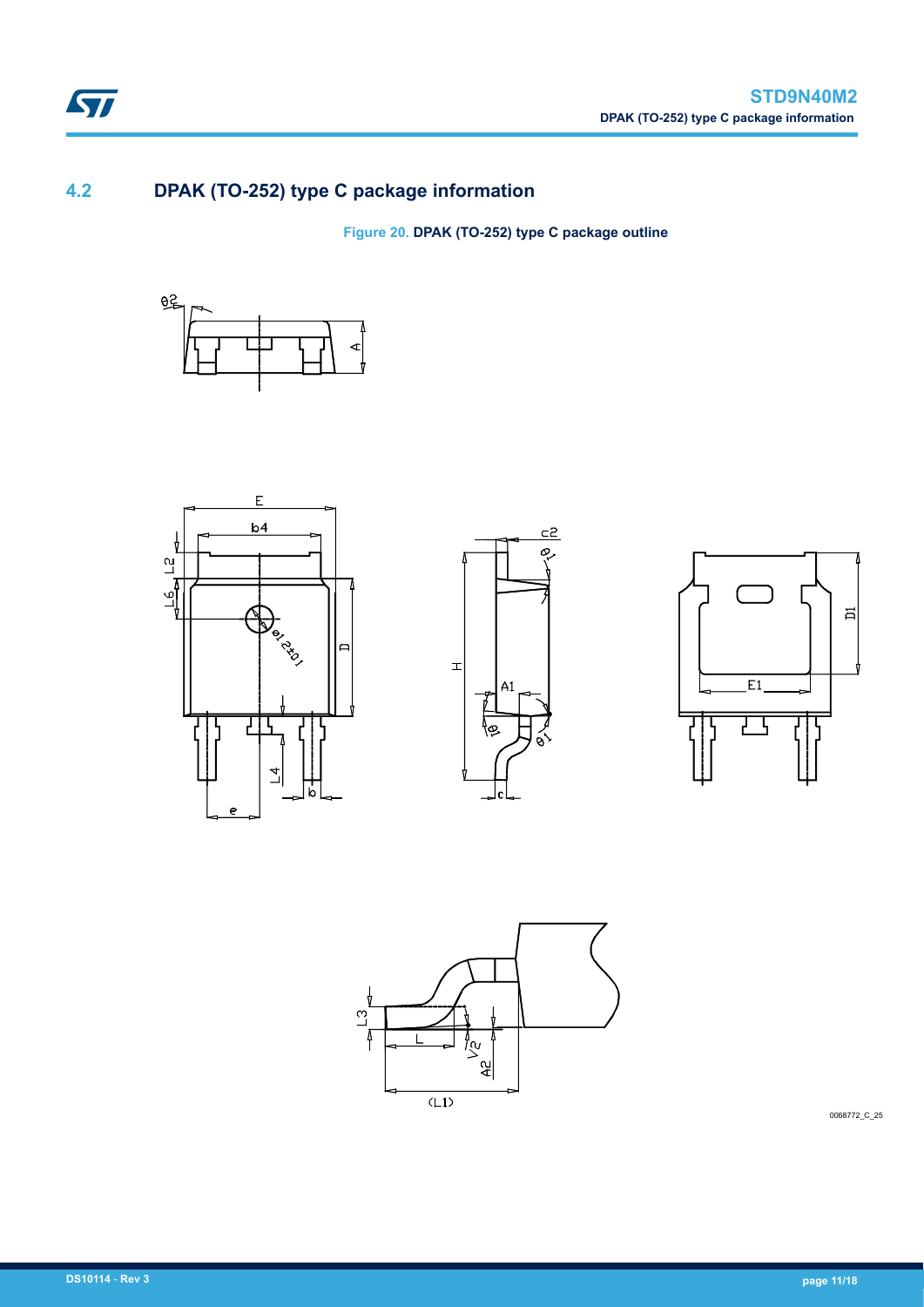## 4.2 DPAK (TO-252) type C package information

**Figure 20. DPAK (TO-252) type C package outline**

θ2

A

E

b4

L2

L6

ø1.2±0.1

D

L4

b

e

c2

θ1

H

A1

θ

θ1

c

D1

E1

L3

L

V2

A2

(L1)

0068772_C_25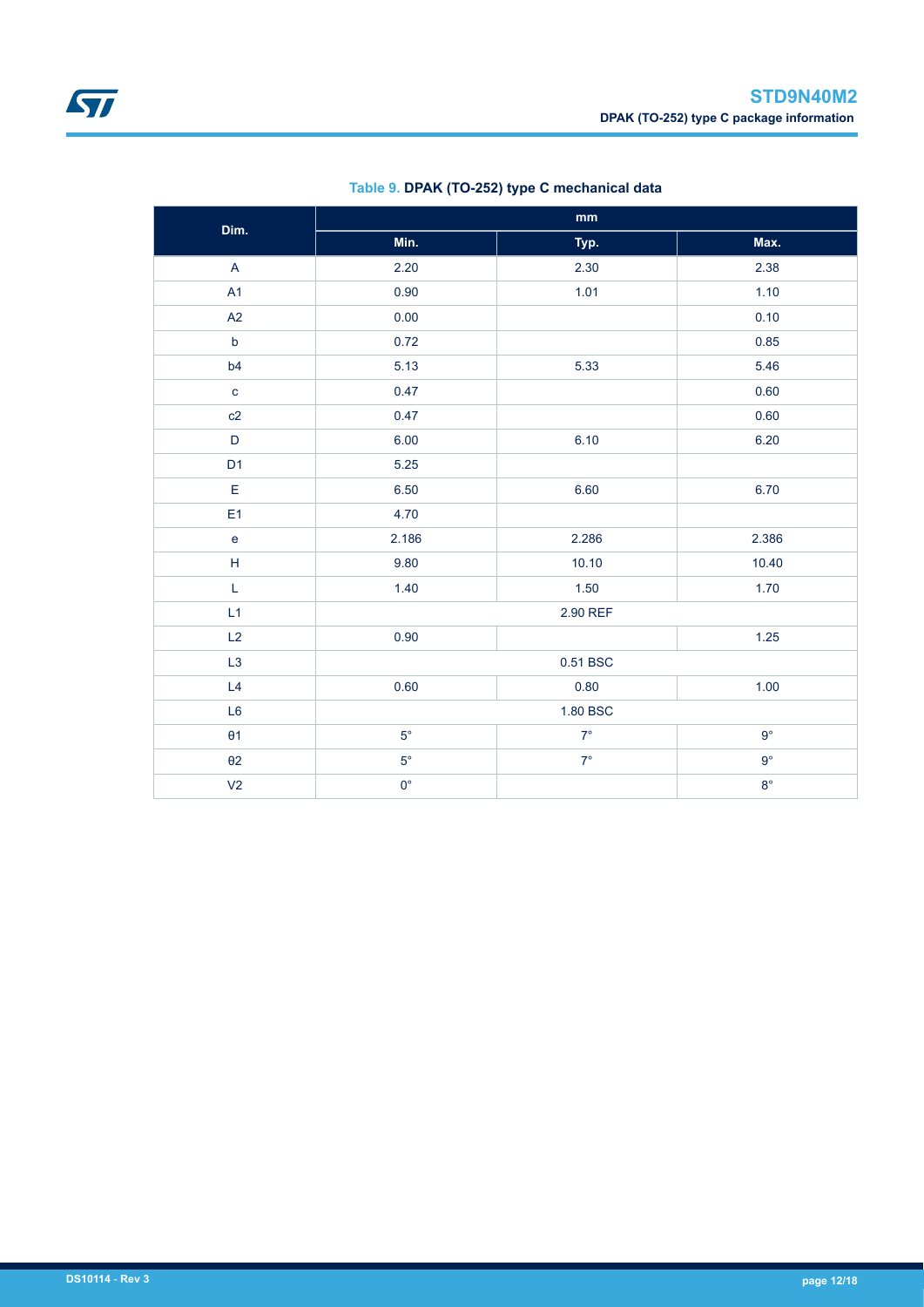Table 9. **DPAK (TO-252) type C mechanical data**

| Dim. | mm | | |
|---|---|---|---|
| | Min. | Typ. | Max. |
| A | 2.20 | 2.30 | 2.38 |
| A1 | 0.90 | 1.01 | 1.10 |
| A2 | 0.00 | | 0.10 |
| b | 0.72 | | 0.85 |
| b4 | 5.13 | 5.33 | 5.46 |
| c | 0.47 | | 0.60 |
| c2 | 0.47 | | 0.60 |
| D | 6.00 | 6.10 | 6.20 |
| D1 | 5.25 | | |
| E | 6.50 | 6.60 | 6.70 |
| E1 | 4.70 | | |
| e | 2.186 | 2.286 | 2.386 |
| H | 9.80 | 10.10 | 10.40 |
| L | 1.40 | 1.50 | 1.70 |
| L1 | 2.90 REF | | |
| L2 | 0.90 | | 1.25 |
| L3 | 0.51 BSC | | |
| L4 | 0.60 | 0.80 | 1.00 |
| L6 | 1.80 BSC | | |
| θ1 | 5° | 7° | 9° |
| θ2 | 5° | 7° | 9° |
| V2 | 0° | | 8° |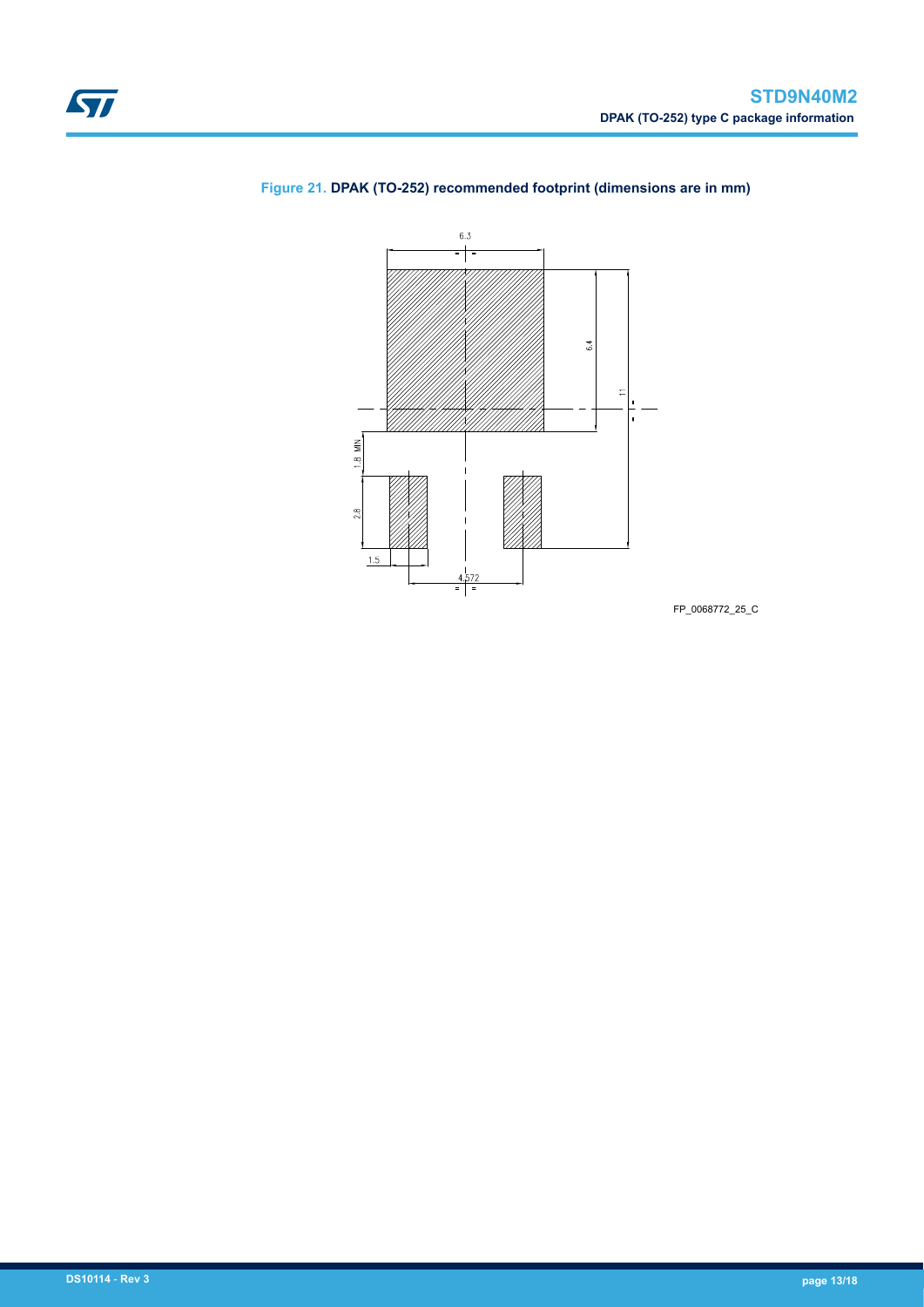**Figure 21.** **DPAK (TO-252) recommended footprint (dimensions are in mm)**

6.3

6.4

11

1.8 MIN.

2.8

1.5

4.572

FP_0068772_25_C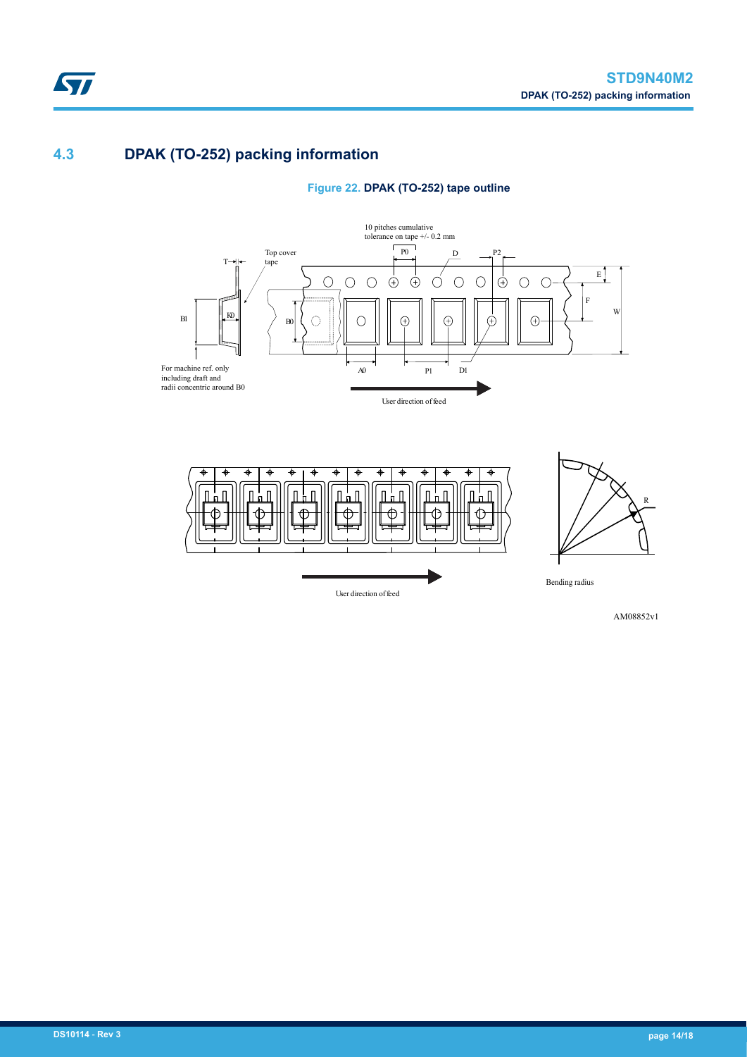## 4.3 DPAK (TO-252) packing information

**Figure 22. DPAK (TO-252) tape outline**

10 pitches cumulative
tolerance on tape +/- 0.2 mm

P0

D

P2

T

Top cover
tape

E

F

W

B1

K0

B0

For machine ref. only
including draft and
radii concentric around B0

A0

P1

D1

User direction of feed

R

Bending radius

User direction of feed

AM08852v1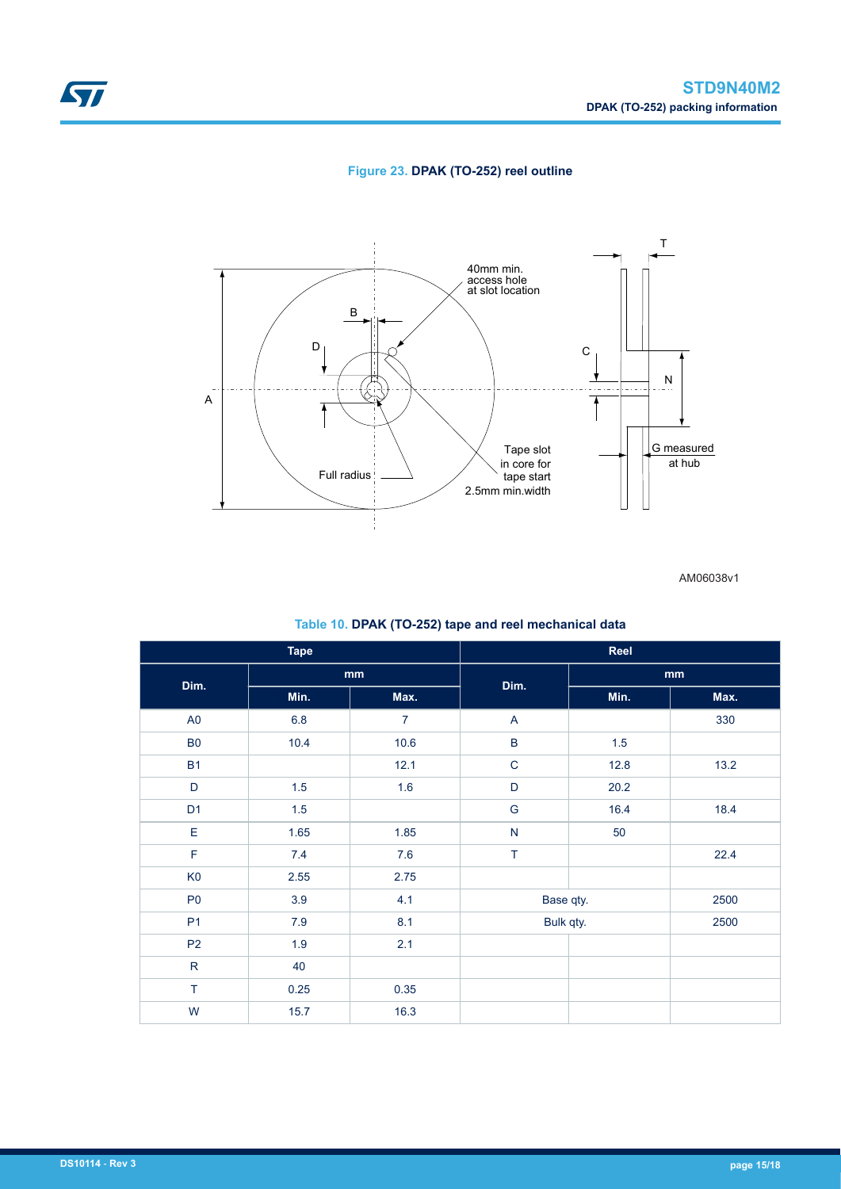**Figure 23. DPAK (TO-252) reel outline**

40mm min. access hole at slot location

Tape slot in core for tape start 2.5mm min.width

Full radius

G measured at hub

AM06038v1

**Table 10. DPAK (TO-252) tape and reel mechanical data**

| Tape | | | Reel | | |
|---|---|---|---|---|---|
| Dim. | mm | | Dim. | mm | |
| | Min. | Max. | | Min. | Max. |
| A0 | 6.8 | 7 | A | | 330 |
| B0 | 10.4 | 10.6 | B | 1.5 | |
| B1 | | 12.1 | C | 12.8 | 13.2 |
| D | 1.5 | 1.6 | D | 20.2 | |
| D1 | 1.5 | | G | 16.4 | 18.4 |
| E | 1.65 | 1.85 | N | 50 | |
| F | 7.4 | 7.6 | T | | 22.4 |
| K0 | 2.55 | 2.75 | | | |
| P0 | 3.9 | 4.1 | Base qty. | | 2500 |
| P1 | 7.9 | 8.1 | Bulk qty. | | 2500 |
| P2 | 1.9 | 2.1 | | | |
| R | 40 | | | | |
| T | 0.25 | 0.35 | | | |
| W | 15.7 | 16.3 | | | |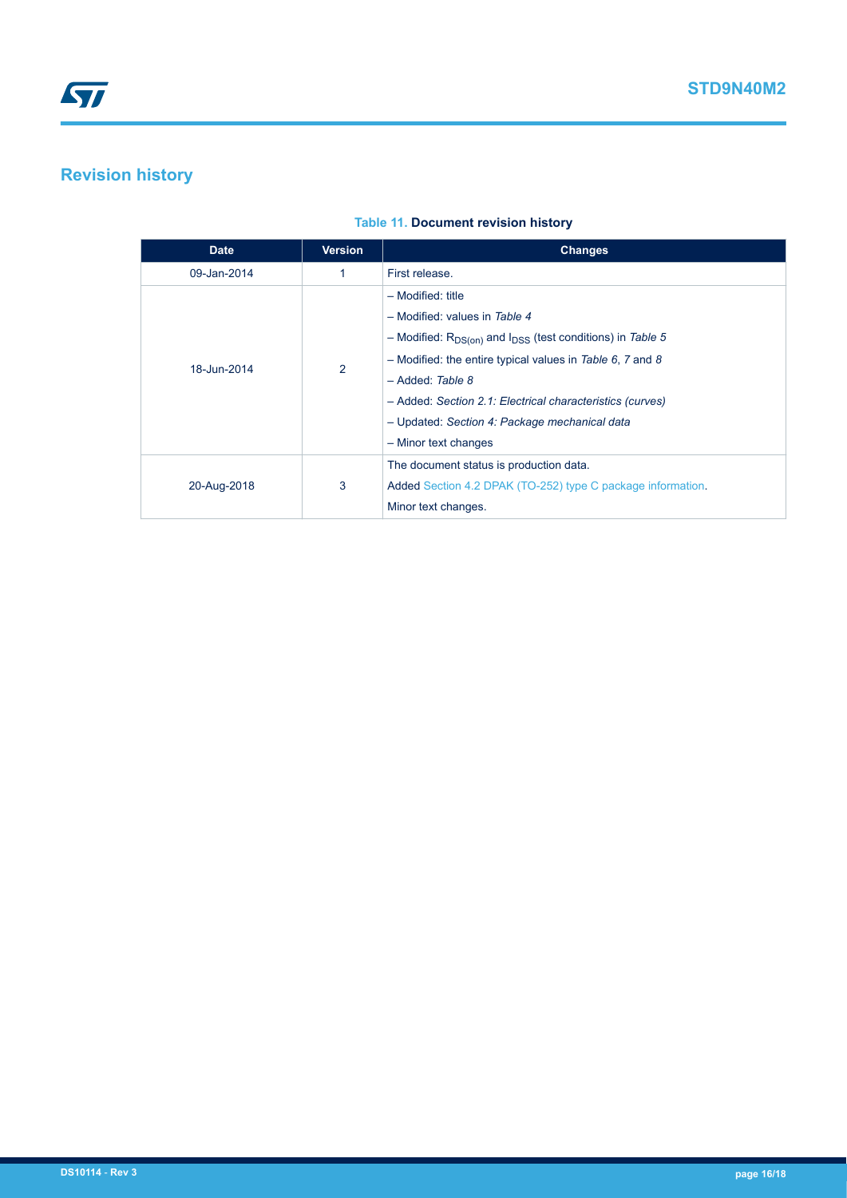## Revision history

**Table 11. Document revision history**

| Date | Version | Changes |
| --- | --- | --- |
| 09-Jan-2014 | 1 | First release. |
| 18-Jun-2014 | 2 | – Modified: title<br>– Modified: values in *Table 4*<br>– Modified: $R_{DS(on)}$ and $I_{DSS}$ (test conditions) in *Table 5*<br>– Modified: the entire typical values in *Table 6*, *7* and *8*<br>– Added: *Table 8*<br>– Added: *Section 2.1: Electrical characteristics (curves)*<br>– Updated: *Section 4: Package mechanical data*<br>– Minor text changes |
| 20-Aug-2018 | 3 | The document status is production data.<br>Added Section 4.2 DPAK (TO-252) type C package information.<br>Minor text changes. |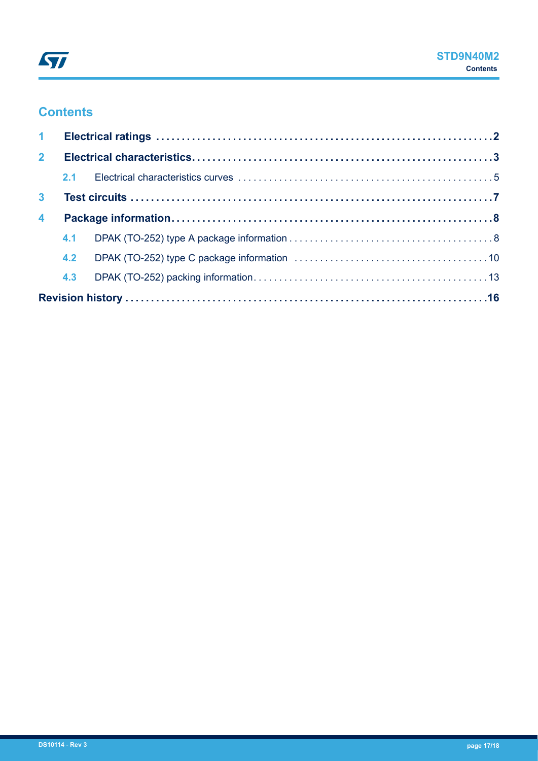## Contents

| | | |
|---|---|---|
| **1** | **Electrical ratings** | **2** |
| **2** | **Electrical characteristics** | **3** |
| 2.1 | Electrical characteristics curves | 5 |
| **3** | **Test circuits** | **7** |
| **4** | **Package information** | **8** |
| 4.1 | DPAK (TO-252) type A package information | 8 |
| 4.2 | DPAK (TO-252) type C package information | 10 |
| 4.3 | DPAK (TO-252) packing information | 13 |
| | **Revision history** | **16** |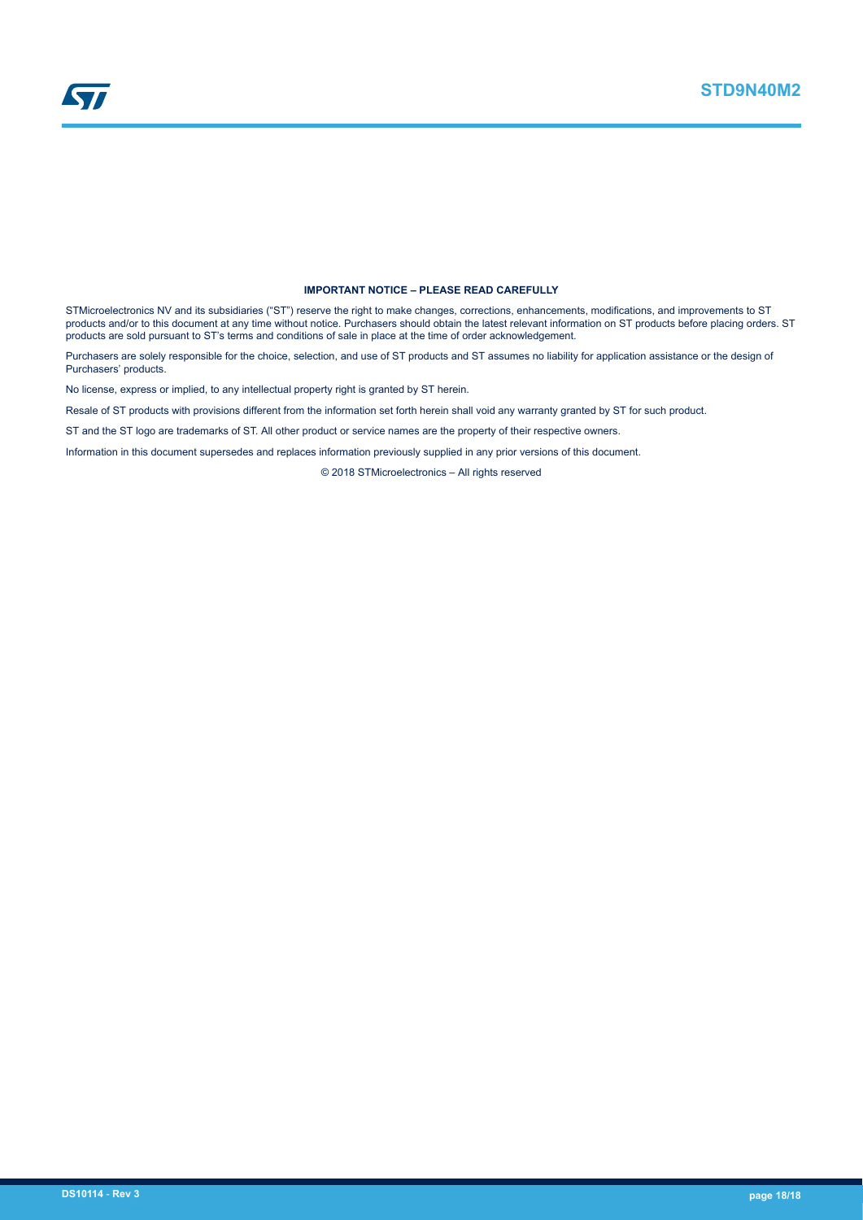**IMPORTANT NOTICE – PLEASE READ CAREFULLY**

STMicroelectronics NV and its subsidiaries (“ST”) reserve the right to make changes, corrections, enhancements, modifications, and improvements to ST products and/or to this document at any time without notice. Purchasers should obtain the latest relevant information on ST products before placing orders. ST products are sold pursuant to ST’s terms and conditions of sale in place at the time of order acknowledgement.

Purchasers are solely responsible for the choice, selection, and use of ST products and ST assumes no liability for application assistance or the design of Purchasers’ products.

No license, express or implied, to any intellectual property right is granted by ST herein.

Resale of ST products with provisions different from the information set forth herein shall void any warranty granted by ST for such product.

ST and the ST logo are trademarks of ST. All other product or service names are the property of their respective owners.

Information in this document supersedes and replaces information previously supplied in any prior versions of this document.

© 2018 STMicroelectronics – All rights reserved